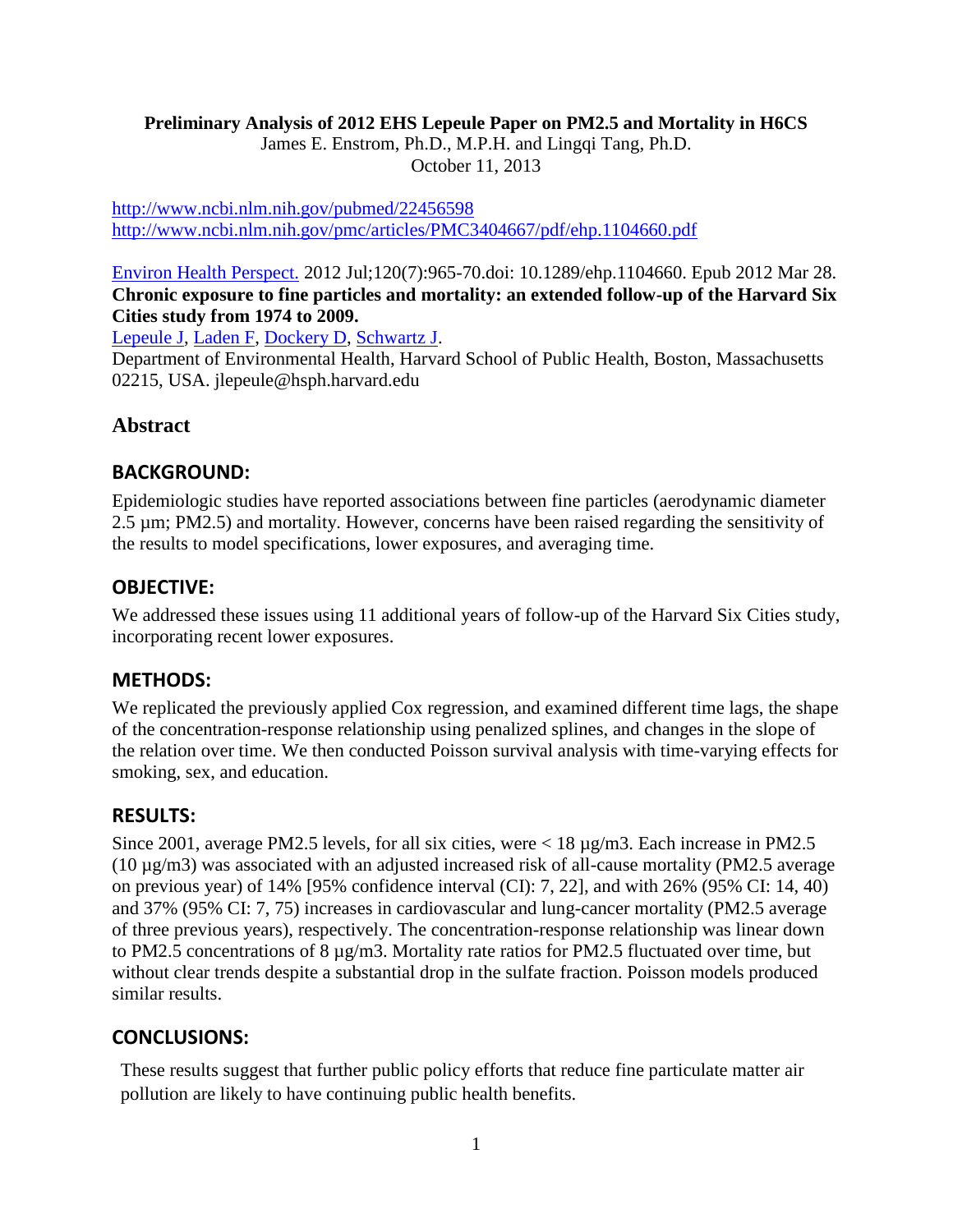**Preliminary Analysis of 2012 EHS Lepeule Paper on PM2.5 and Mortality in H6CS**

James E. Enstrom, Ph.D., M.P.H. and Lingqi Tang, Ph.D.

October 11, 2013

http://www.ncbi.nlm.nih.gov/pubmed/22456598
http://www.ncbi.nlm.nih.gov/pmc/articles/PMC3404667/pdf/ehp.1104660.pdf

Environ Health Perspect. 2012 Jul;120(7):965-70.doi: 10.1289/ehp.1104660. Epub 2012 Mar 28.
**Chronic exposure to fine particles and mortality: an extended follow-up of the Harvard Six Cities study from 1974 to 2009.**
Lepeule J, Laden F, Dockery D, Schwartz J.
Department of Environmental Health, Harvard School of Public Health, Boston, Massachusetts 02215, USA. jlepeule@hsph.harvard.edu

## Abstract

### BACKGROUND:

Epidemiologic studies have reported associations between fine particles (aerodynamic diameter 2.5 µm; PM2.5) and mortality. However, concerns have been raised regarding the sensitivity of the results to model specifications, lower exposures, and averaging time.

### OBJECTIVE:

We addressed these issues using 11 additional years of follow-up of the Harvard Six Cities study, incorporating recent lower exposures.

### METHODS:

We replicated the previously applied Cox regression, and examined different time lags, the shape of the concentration-response relationship using penalized splines, and changes in the slope of the relation over time. We then conducted Poisson survival analysis with time-varying effects for smoking, sex, and education.

### RESULTS:

Since 2001, average PM2.5 levels, for all six cities, were < 18 µg/m3. Each increase in PM2.5 (10 µg/m3) was associated with an adjusted increased risk of all-cause mortality (PM2.5 average on previous year) of 14% [95% confidence interval (CI): 7, 22], and with 26% (95% CI: 14, 40) and 37% (95% CI: 7, 75) increases in cardiovascular and lung-cancer mortality (PM2.5 average of three previous years), respectively. The concentration-response relationship was linear down to PM2.5 concentrations of 8 µg/m3. Mortality rate ratios for PM2.5 fluctuated over time, but without clear trends despite a substantial drop in the sulfate fraction. Poisson models produced similar results.

### CONCLUSIONS:

These results suggest that further public policy efforts that reduce fine particulate matter air pollution are likely to have continuing public health benefits.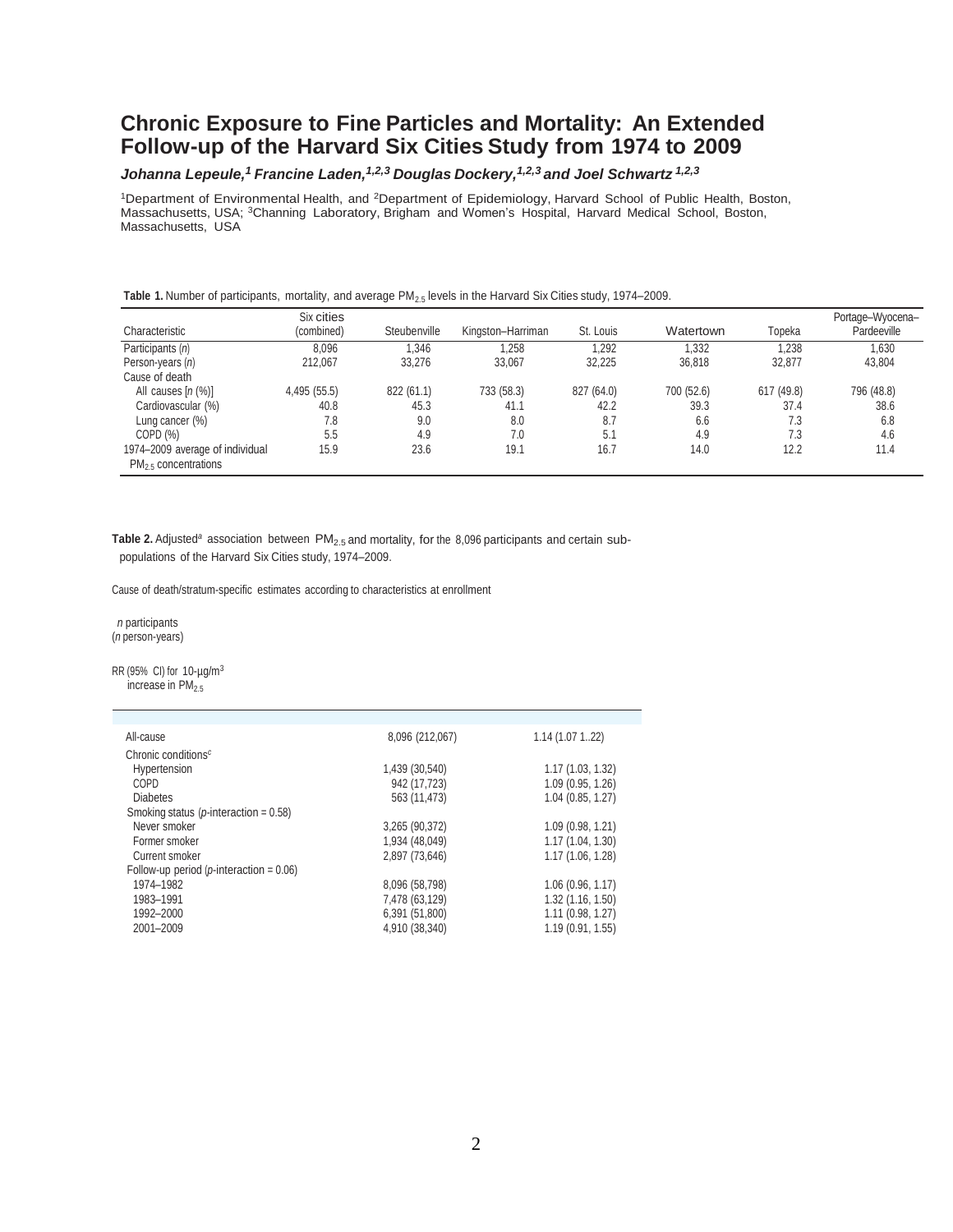# Chronic Exposure to Fine Particles and Mortality: An Extended Follow-up of the Harvard Six Cities Study from 1974 to 2009

***Johanna Lepeule,[1] Francine Laden,[1,2,3] Douglas Dockery,[1,2,3] and Joel Schwartz [1,2,3]***

[1]Department of Environmental Health, and [2]Department of Epidemiology, Harvard School of Public Health, Boston, Massachusetts, USA; [3]Channing Laboratory, Brigham and Women's Hospital, Harvard Medical School, Boston, Massachusetts, USA

**Table 1.** Number of participants, mortality, and average $PM_{2.5}$ levels in the Harvard Six Cities study, 1974–2009.

| Characteristic | Six cities (combined) | Steubenville | Kingston–Harriman | St. Louis | Watertown | Topeka | Portage–Wyocena–Pardeeville |
|---|---|---|---|---|---|---|---|
| Participants (*n*) | 8,096 | 1,346 | 1,258 | 1,292 | 1,332 | 1,238 | 1,630 |
| Person-years (*n*) | 212,067 | 33,276 | 33,067 | 32,225 | 36,818 | 32,877 | 43,804 |
| Cause of death | | | | | | | |
| All causes [*n* (%)] | 4,495 (55.5) | 822 (61.1) | 733 (58.3) | 827 (64.0) | 700 (52.6) | 617 (49.8) | 796 (48.8) |
| Cardiovascular (%) | 40.8 | 45.3 | 41.1 | 42.2 | 39.3 | 37.4 | 38.6 |
| Lung cancer (%) | 7.8 | 9.0 | 8.0 | 8.7 | 6.6 | 7.3 | 6.8 |
| COPD (%) | 5.5 | 4.9 | 7.0 | 5.1 | 4.9 | 7.3 | 4.6 |
| 1974–2009 average of individual $PM_{2.5}$ concentrations | 15.9 | 23.6 | 19.1 | 16.7 | 14.0 | 12.2 | 11.4 |

**Table 2.** Adjusted[a] association between $PM_{2.5}$ and mortality, for the 8,096 participants and certain subpopulations of the Harvard Six Cities study, 1974–2009.

| Cause of death/stratum-specific estimates according to characteristics at enrollment | *n* participants (*n* person-years) | RR (95% CI) for 10-µg/m$^3$ increase in $PM_{2.5}$ |
|---|---|---|
| All-cause | 8,096 (212,067) | 1.14 (1.07 1..22) |
| Chronic conditions[c] | | |
| Hypertension | 1,439 (30,540) | 1.17 (1.03, 1.32) |
| COPD | 942 (17,723) | 1.09 (0.95, 1.26) |
| Diabetes | 563 (11,473) | 1.04 (0.85, 1.27) |
| Smoking status (*p*-interaction = 0.58) | | |
| Never smoker | 3,265 (90,372) | 1.09 (0.98, 1.21) |
| Former smoker | 1,934 (48,049) | 1.17 (1.04, 1.30) |
| Current smoker | 2,897 (73,646) | 1.17 (1.06, 1.28) |
| Follow-up period (*p*-interaction = 0.06) | | |
| 1974–1982 | 8,096 (58,798) | 1.06 (0.96, 1.17) |
| 1983–1991 | 7,478 (63,129) | 1.32 (1.16, 1.50) |
| 1992–2000 | 6,391 (51,800) | 1.11 (0.98, 1.27) |
| 2001–2009 | 4,910 (38,340) | 1.19 (0.91, 1.55) |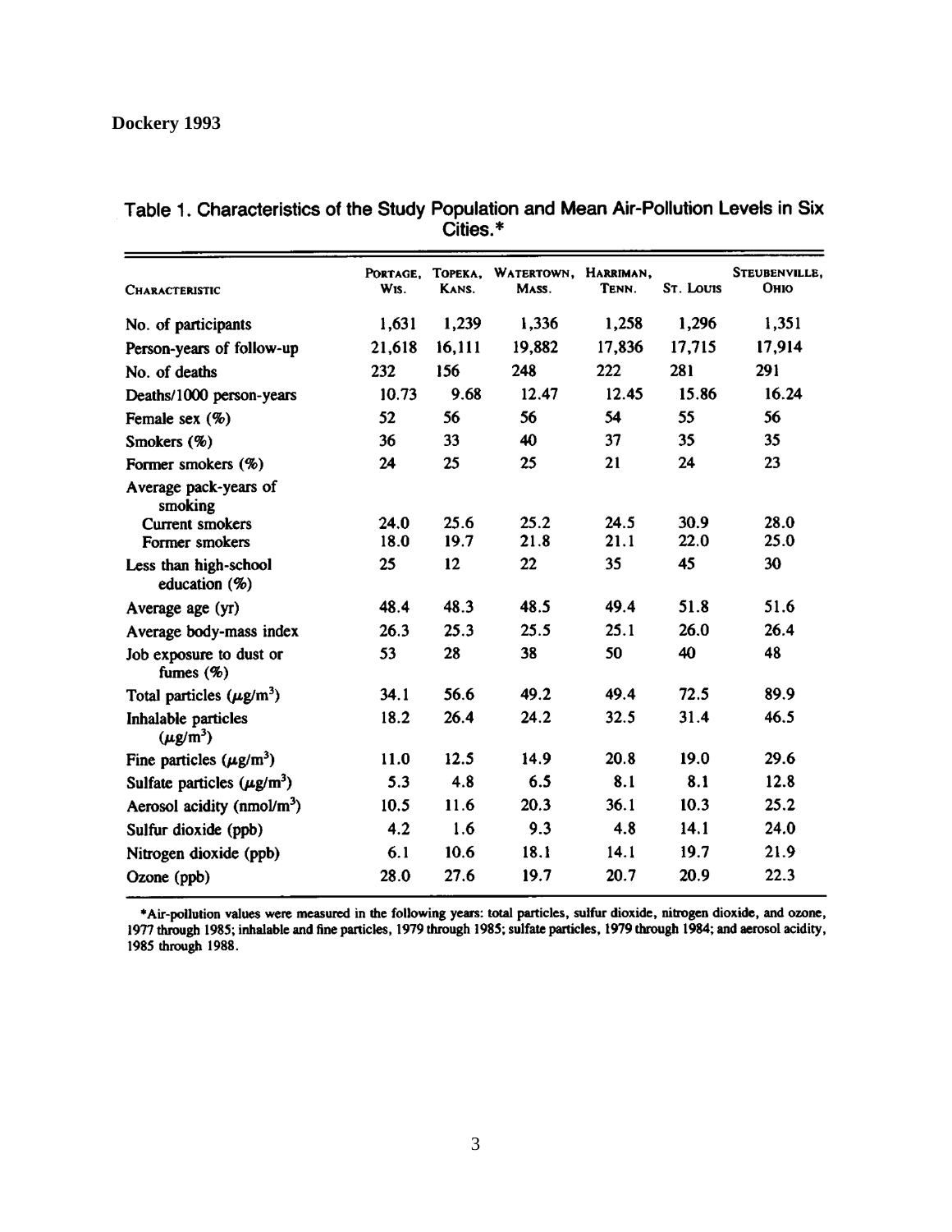Dockery 1993

Table 1. Characteristics of the Study Population and Mean Air-Pollution Levels in Six Cities.*

| Characteristic | Portage, Wis. | Topeka, Kans. | Watertown, Mass. | Harriman, Tenn. | St. Louis | Steubenville, Ohio |
|---|---|---|---|---|---|---|
| No. of participants | 1,631 | 1,239 | 1,336 | 1,258 | 1,296 | 1,351 |
| Person-years of follow-up | 21,618 | 16,111 | 19,882 | 17,836 | 17,715 | 17,914 |
| No. of deaths | 232 | 156 | 248 | 222 | 281 | 291 |
| Deaths/1000 person-years | 10.73 | 9.68 | 12.47 | 12.45 | 15.86 | 16.24 |
| Female sex (%) | 52 | 56 | 56 | 54 | 55 | 56 |
| Smokers (%) | 36 | 33 | 40 | 37 | 35 | 35 |
| Former smokers (%) | 24 | 25 | 25 | 21 | 24 | 23 |
| Average pack-years of smoking | | | | | | |
| Current smokers | 24.0 | 25.6 | 25.2 | 24.5 | 30.9 | 28.0 |
| Former smokers | 18.0 | 19.7 | 21.8 | 21.1 | 22.0 | 25.0 |
| Less than high-school education (%) | 25 | 12 | 22 | 35 | 45 | 30 |
| Average age (yr) | 48.4 | 48.3 | 48.5 | 49.4 | 51.8 | 51.6 |
| Average body-mass index | 26.3 | 25.3 | 25.5 | 25.1 | 26.0 | 26.4 |
| Job exposure to dust or fumes (%) | 53 | 28 | 38 | 50 | 40 | 48 |
| Total particles ($\mu g/m^3$) | 34.1 | 56.6 | 49.2 | 49.4 | 72.5 | 89.9 |
| Inhalable particles ($\mu g/m^3$) | 18.2 | 26.4 | 24.2 | 32.5 | 31.4 | 46.5 |
| Fine particles ($\mu g/m^3$) | 11.0 | 12.5 | 14.9 | 20.8 | 19.0 | 29.6 |
| Sulfate particles ($\mu g/m^3$) | 5.3 | 4.8 | 6.5 | 8.1 | 8.1 | 12.8 |
| Aerosol acidity ($nmol/m^3$) | 10.5 | 11.6 | 20.3 | 36.1 | 10.3 | 25.2 |
| Sulfur dioxide (ppb) | 4.2 | 1.6 | 9.3 | 4.8 | 14.1 | 24.0 |
| Nitrogen dioxide (ppb) | 6.1 | 10.6 | 18.1 | 14.1 | 19.7 | 21.9 |
| Ozone (ppb) | 28.0 | 27.6 | 19.7 | 20.7 | 20.9 | 22.3 |

*Air-pollution values were measured in the following years: total particles, sulfur dioxide, nitrogen dioxide, and ozone, 1977 through 1985; inhalable and fine particles, 1979 through 1985; sulfate particles, 1979 through 1984; and aerosol acidity, 1985 through 1988.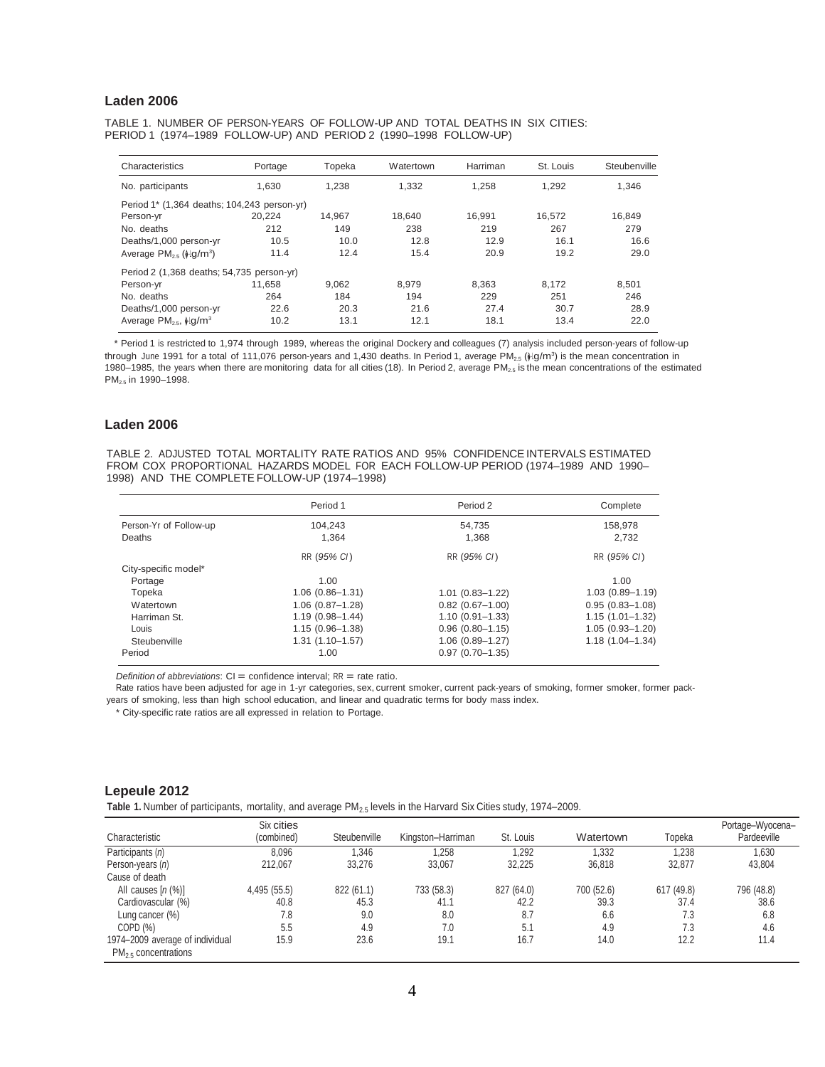## Laden 2006

TABLE 1. NUMBER OF PERSON-YEARS OF FOLLOW-UP AND TOTAL DEATHS IN SIX CITIES: PERIOD 1 (1974–1989 FOLLOW-UP) AND PERIOD 2 (1990–1998 FOLLOW-UP)

| Characteristics | Portage | Topeka | Watertown | Harriman | St. Louis | Steubenville |
|---|---|---|---|---|---|---|
| No. participants | 1,630 | 1,238 | 1,332 | 1,258 | 1,292 | 1,346 |
| Period 1* (1,364 deaths; 104,243 person-yr) | | | | | | |
| Person-yr | 20,224 | 14,967 | 18,640 | 16,991 | 16,572 | 16,849 |
| No. deaths | 212 | 149 | 238 | 219 | 267 | 279 |
| Deaths/1,000 person-yr | 10.5 | 10.0 | 12.8 | 12.9 | 16.1 | 16.6 |
| Average $PM_{2.5}$ (μg/m³) | 11.4 | 12.4 | 15.4 | 20.9 | 19.2 | 29.0 |
| Period 2 (1,368 deaths; 54,735 person-yr) | | | | | | |
| Person-yr | 11,658 | 9,062 | 8,979 | 8,363 | 8,172 | 8,501 |
| No. deaths | 264 | 184 | 194 | 229 | 251 | 246 |
| Deaths/1,000 person-yr | 22.6 | 20.3 | 21.6 | 27.4 | 30.7 | 28.9 |
| Average $PM_{2.5}$, μg/m³ | 10.2 | 13.1 | 12.1 | 18.1 | 13.4 | 22.0 |

\* Period 1 is restricted to 1,974 through 1989, whereas the original Dockery and colleagues (7) analysis included person-years of follow-up through June 1991 for a total of 111,076 person-years and 1,430 deaths. In Period 1, average $PM_{2.5}$ (μg/m³) is the mean concentration in 1980–1985, the years when there are monitoring data for all cities (18). In Period 2, average $PM_{2.5}$ is the mean concentrations of the estimated $PM_{2.5}$ in 1990–1998.

## Laden 2006

TABLE 2. ADJUSTED TOTAL MORTALITY RATE RATIOS AND 95% CONFIDENCE INTERVALS ESTIMATED FROM COX PROPORTIONAL HAZARDS MODEL FOR EACH FOLLOW-UP PERIOD (1974–1989 AND 1990–1998) AND THE COMPLETE FOLLOW-UP (1974–1998)

| | Period 1 | Period 2 | Complete |
|---|---|---|---|
| Person-Yr of Follow-up | 104,243 | 54,735 | 158,978 |
| Deaths | 1,364 | 1,368 | 2,732 |
| | RR (95% CI) | RR (95% CI) | RR (95% CI) |
| City-specific model* | | | |
| Portage | 1.00 | | 1.00 |
| Topeka | 1.06 (0.86–1.31) | 1.01 (0.83–1.22) | 1.03 (0.89–1.19) |
| Watertown | 1.06 (0.87–1.28) | 0.82 (0.67–1.00) | 0.95 (0.83–1.08) |
| Harriman St. | 1.19 (0.98–1.44) | 1.10 (0.91–1.33) | 1.15 (1.01–1.32) |
| Louis | 1.15 (0.96–1.38) | 0.96 (0.80–1.15) | 1.05 (0.93–1.20) |
| Steubenville | 1.31 (1.10–1.57) | 1.06 (0.89–1.27) | 1.18 (1.04–1.34) |
| Period | 1.00 | 0.97 (0.70–1.35) | |

*Definition of abbreviations*: CI = confidence interval; RR = rate ratio.

Rate ratios have been adjusted for age in 1-yr categories, sex, current smoker, current pack-years of smoking, former smoker, former pack-years of smoking, less than high school education, and linear and quadratic terms for body mass index.

\* City-specific rate ratios are all expressed in relation to Portage.

## Lepeule 2012

**Table 1.** Number of participants, mortality, and average $PM_{2.5}$ levels in the Harvard Six Cities study, 1974–2009.

| Characteristic | Six cities (combined) | Steubenville | Kingston–Harriman | St. Louis | Watertown | Topeka | Portage–Wyocena–Pardeeville |
|---|---|---|---|---|---|---|---|
| Participants (*n*) | 8,096 | 1,346 | 1,258 | 1,292 | 1,332 | 1,238 | 1,630 |
| Person-years (*n*) | 212,067 | 33,276 | 33,067 | 32,225 | 36,818 | 32,877 | 43,804 |
| Cause of death | | | | | | | |
| All causes [*n* (%)] | 4,495 (55.5) | 822 (61.1) | 733 (58.3) | 827 (64.0) | 700 (52.6) | 617 (49.8) | 796 (48.8) |
| Cardiovascular (%) | 40.8 | 45.3 | 41.1 | 42.2 | 39.3 | 37.4 | 38.6 |
| Lung cancer (%) | 7.8 | 9.0 | 8.0 | 8.7 | 6.6 | 7.3 | 6.8 |
| COPD (%) | 5.5 | 4.9 | 7.0 | 5.1 | 4.9 | 7.3 | 4.6 |
| 1974–2009 average of individual $PM_{2.5}$ concentrations | 15.9 | 23.6 | 19.1 | 16.7 | 14.0 | 12.2 | 11.4 |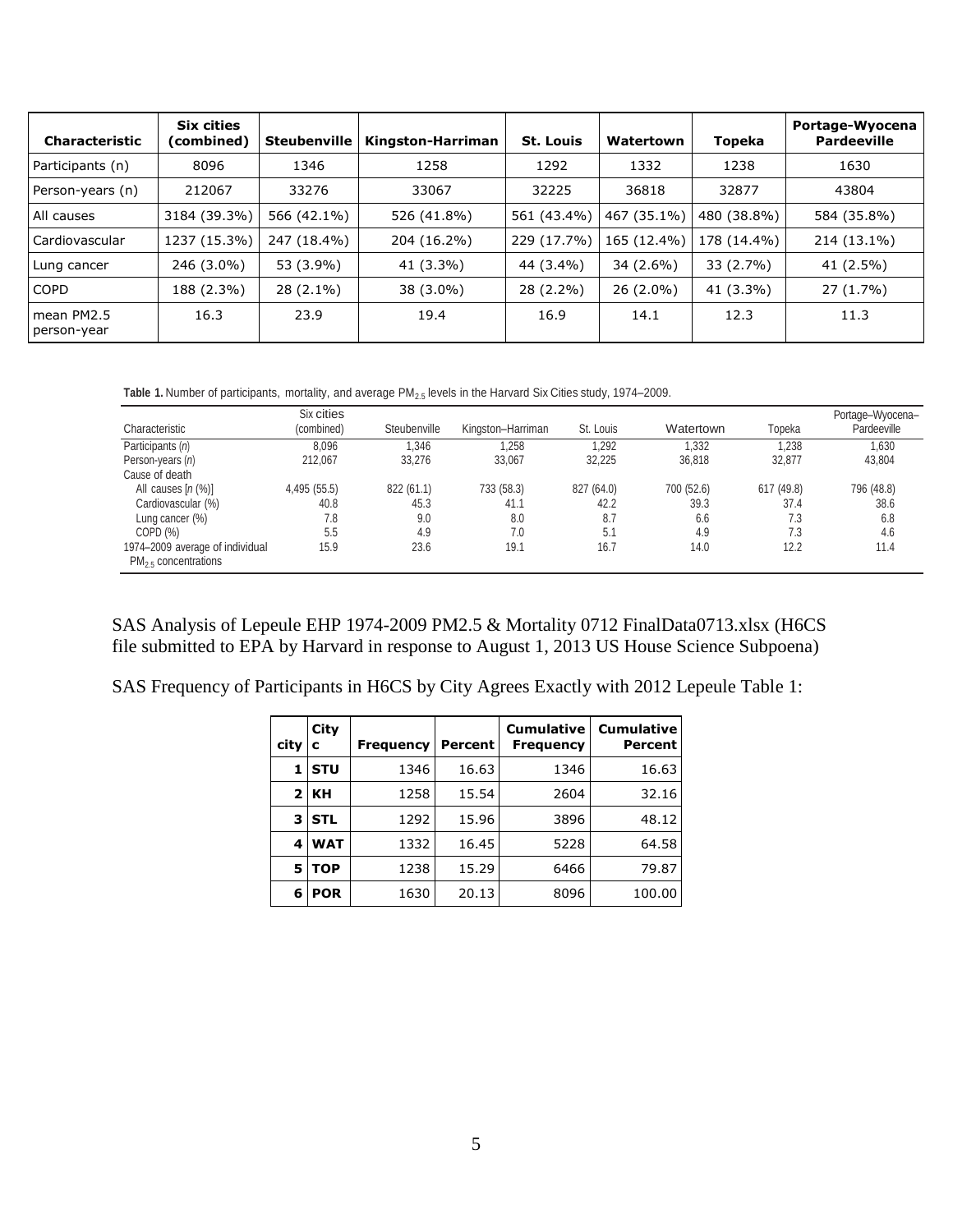| Characteristic | Six cities (combined) | Steubenville | Kingston-Harriman | St. Louis | Watertown | Topeka | Portage-Wyocena Pardeeville |
|---|---|---|---|---|---|---|---|
| Participants (n) | 8096 | 1346 | 1258 | 1292 | 1332 | 1238 | 1630 |
| Person-years (n) | 212067 | 33276 | 33067 | 32225 | 36818 | 32877 | 43804 |
| All causes | 3184 (39.3%) | 566 (42.1%) | 526 (41.8%) | 561 (43.4%) | 467 (35.1%) | 480 (38.8%) | 584 (35.8%) |
| Cardiovascular | 1237 (15.3%) | 247 (18.4%) | 204 (16.2%) | 229 (17.7%) | 165 (12.4%) | 178 (14.4%) | 214 (13.1%) |
| Lung cancer | 246 (3.0%) | 53 (3.9%) | 41 (3.3%) | 44 (3.4%) | 34 (2.6%) | 33 (2.7%) | 41 (2.5%) |
| COPD | 188 (2.3%) | 28 (2.1%) | 38 (3.0%) | 28 (2.2%) | 26 (2.0%) | 41 (3.3%) | 27 (1.7%) |
| mean PM2.5 person-year | 16.3 | 23.9 | 19.4 | 16.9 | 14.1 | 12.3 | 11.3 |

**Table 1.** Number of participants, mortality, and average $PM_{2.5}$ levels in the Harvard Six Cities study, 1974–2009.

| Characteristic | Six cities (combined) | Steubenville | Kingston–Harriman | St. Louis | Watertown | Topeka | Portage–Wyocena–Pardeeville |
|---|---|---|---|---|---|---|---|
| Participants (*n*) | 8,096 | 1,346 | 1,258 | 1,292 | 1,332 | 1,238 | 1,630 |
| Person-years (*n*) | 212,067 | 33,276 | 33,067 | 32,225 | 36,818 | 32,877 | 43,804 |
| Cause of death | | | | | | | |
| All causes [*n* (%)] | 4,495 (55.5) | 822 (61.1) | 733 (58.3) | 827 (64.0) | 700 (52.6) | 617 (49.8) | 796 (48.8) |
| Cardiovascular (%) | 40.8 | 45.3 | 41.1 | 42.2 | 39.3 | 37.4 | 38.6 |
| Lung cancer (%) | 7.8 | 9.0 | 8.0 | 8.7 | 6.6 | 7.3 | 6.8 |
| COPD (%) | 5.5 | 4.9 | 7.0 | 5.1 | 4.9 | 7.3 | 4.6 |
| 1974–2009 average of individual $PM_{2.5}$ concentrations | 15.9 | 23.6 | 19.1 | 16.7 | 14.0 | 12.2 | 11.4 |

SAS Analysis of Lepeule EHP 1974-2009 PM2.5 & Mortality 0712 FinalData0713.xlsx (H6CS file submitted to EPA by Harvard in response to August 1, 2013 US House Science Subpoena)

SAS Frequency of Participants in H6CS by City Agrees Exactly with 2012 Lepeule Table 1:

| city | Cityc | Frequency | Percent | Cumulative Frequency | Cumulative Percent |
|---|---|---|---|---|---|
| 1 | STU | 1346 | 16.63 | 1346 | 16.63 |
| 2 | KH | 1258 | 15.54 | 2604 | 32.16 |
| 3 | STL | 1292 | 15.96 | 3896 | 48.12 |
| 4 | WAT | 1332 | 16.45 | 5228 | 64.58 |
| 5 | TOP | 1238 | 15.29 | 6466 | 79.87 |
| 6 | POR | 1630 | 20.13 | 8096 | 100.00 |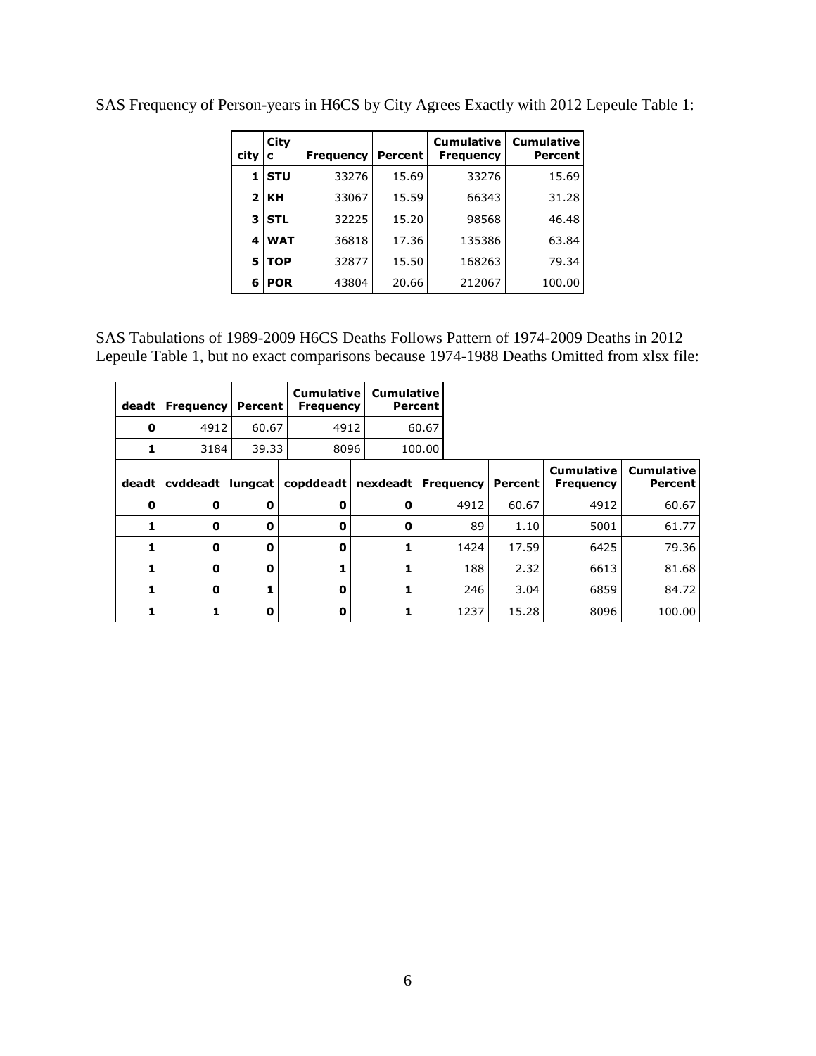SAS Frequency of Person-years in H6CS by City Agrees Exactly with 2012 Lepeule Table 1:

| city | Cityc | Frequency | Percent | Cumulative Frequency | Cumulative Percent |
|---|---|---|---|---|---|
| 1 | STU | 33276 | 15.69 | 33276 | 15.69 |
| 2 | KH | 33067 | 15.59 | 66343 | 31.28 |
| 3 | STL | 32225 | 15.20 | 98568 | 46.48 |
| 4 | WAT | 36818 | 17.36 | 135386 | 63.84 |
| 5 | TOP | 32877 | 15.50 | 168263 | 79.34 |
| 6 | POR | 43804 | 20.66 | 212067 | 100.00 |

SAS Tabulations of 1989-2009 H6CS Deaths Follows Pattern of 1974-2009 Deaths in 2012 Lepeule Table 1, but no exact comparisons because 1974-1988 Deaths Omitted from xlsx file:

| deadt | Frequency | Percent | Cumulative Frequency | Cumulative Percent |
|---|---|---|---|---|
| 0 | 4912 | 60.67 | 4912 | 60.67 |
| 1 | 3184 | 39.33 | 8096 | 100.00 |

| deadt | cvddeadt | lungcat | copddeadt | nexdeadt | Frequency | Percent | Cumulative Frequency | Cumulative Percent |
|---|---|---|---|---|---|---|---|---|
| 0 | 0 | 0 | 0 | 0 | 4912 | 60.67 | 4912 | 60.67 |
| 1 | 0 | 0 | 0 | 0 | 89 | 1.10 | 5001 | 61.77 |
| 1 | 0 | 0 | 0 | 1 | 1424 | 17.59 | 6425 | 79.36 |
| 1 | 0 | 0 | 1 | 1 | 188 | 2.32 | 6613 | 81.68 |
| 1 | 0 | 1 | 0 | 1 | 246 | 3.04 | 6859 | 84.72 |
| 1 | 1 | 0 | 0 | 1 | 1237 | 15.28 | 8096 | 100.00 |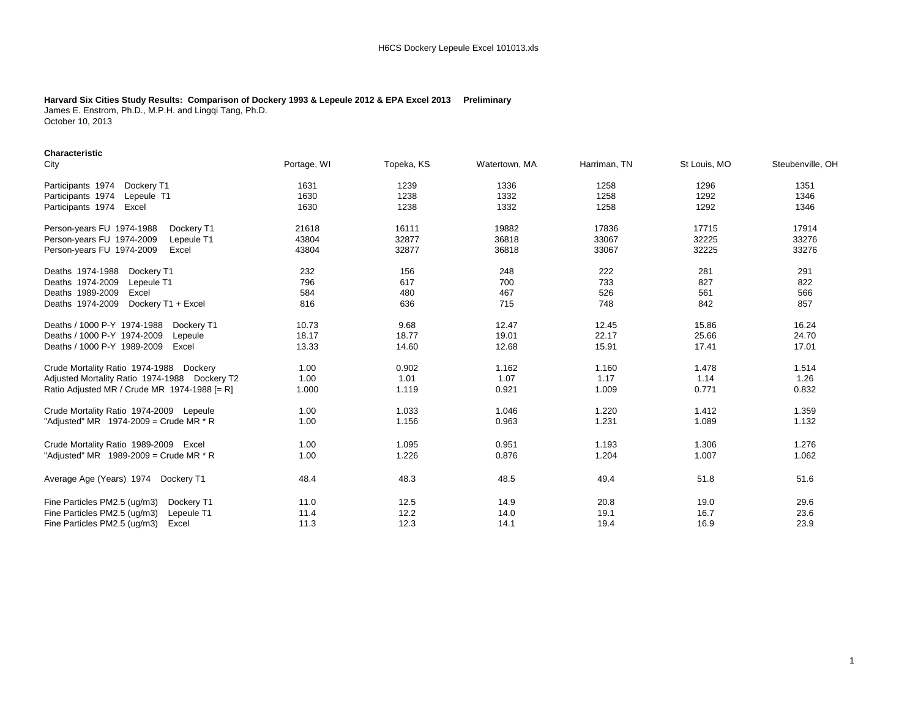**Harvard Six Cities Study Results: Comparison of Dockery 1993 & Lepeule 2012 & EPA Excel 2013 Preliminary**

James E. Enstrom, Ph.D., M.P.H. and Lingqi Tang, Ph.D.

October 10, 2013

| **Characteristic** | | | | | | |
|---|---|---|---|---|---|---|
| City | Portage, WI | Topeka, KS | Watertown, MA | Harriman, TN | St Louis, MO | Steubenville, OH |
| Participants 1974 Dockery T1 | 1631 | 1239 | 1336 | 1258 | 1296 | 1351 |
| Participants 1974 Lepeule T1 | 1630 | 1238 | 1332 | 1258 | 1292 | 1346 |
| Participants 1974 Excel | 1630 | 1238 | 1332 | 1258 | 1292 | 1346 |
| Person-years FU 1974-1988 Dockery T1 | 21618 | 16111 | 19882 | 17836 | 17715 | 17914 |
| Person-years FU 1974-2009 Lepeule T1 | 43804 | 32877 | 36818 | 33067 | 32225 | 33276 |
| Person-years FU 1974-2009 Excel | 43804 | 32877 | 36818 | 33067 | 32225 | 33276 |
| Deaths 1974-1988 Dockery T1 | 232 | 156 | 248 | 222 | 281 | 291 |
| Deaths 1974-2009 Lepeule T1 | 796 | 617 | 700 | 733 | 827 | 822 |
| Deaths 1989-2009 Excel | 584 | 480 | 467 | 526 | 561 | 566 |
| Deaths 1974-2009 Dockery T1 + Excel | 816 | 636 | 715 | 748 | 842 | 857 |
| Deaths / 1000 P-Y 1974-1988 Dockery T1 | 10.73 | 9.68 | 12.47 | 12.45 | 15.86 | 16.24 |
| Deaths / 1000 P-Y 1974-2009 Lepeule | 18.17 | 18.77 | 19.01 | 22.17 | 25.66 | 24.70 |
| Deaths / 1000 P-Y 1989-2009 Excel | 13.33 | 14.60 | 12.68 | 15.91 | 17.41 | 17.01 |
| Crude Mortality Ratio 1974-1988 Dockery | 1.00 | 0.902 | 1.162 | 1.160 | 1.478 | 1.514 |
| Adjusted Mortality Ratio 1974-1988 Dockery T2 | 1.00 | 1.01 | 1.07 | 1.17 | 1.14 | 1.26 |
| Ratio Adjusted MR / Crude MR 1974-1988 [= R] | 1.000 | 1.119 | 0.921 | 1.009 | 0.771 | 0.832 |
| Crude Mortality Ratio 1974-2009 Lepeule | 1.00 | 1.033 | 1.046 | 1.220 | 1.412 | 1.359 |
| "Adjusted" MR 1974-2009 = Crude MR * R | 1.00 | 1.156 | 0.963 | 1.231 | 1.089 | 1.132 |
| Crude Mortality Ratio 1989-2009 Excel | 1.00 | 1.095 | 0.951 | 1.193 | 1.306 | 1.276 |
| "Adjusted" MR 1989-2009 = Crude MR * R | 1.00 | 1.226 | 0.876 | 1.204 | 1.007 | 1.062 |
| Average Age (Years) 1974 Dockery T1 | 48.4 | 48.3 | 48.5 | 49.4 | 51.8 | 51.6 |
| Fine Particles PM2.5 (ug/m3) Dockery T1 | 11.0 | 12.5 | 14.9 | 20.8 | 19.0 | 29.6 |
| Fine Particles PM2.5 (ug/m3) Lepeule T1 | 11.4 | 12.2 | 14.0 | 19.1 | 16.7 | 23.6 |
| Fine Particles PM2.5 (ug/m3) Excel | 11.3 | 12.3 | 14.1 | 19.4 | 16.9 | 23.9 |